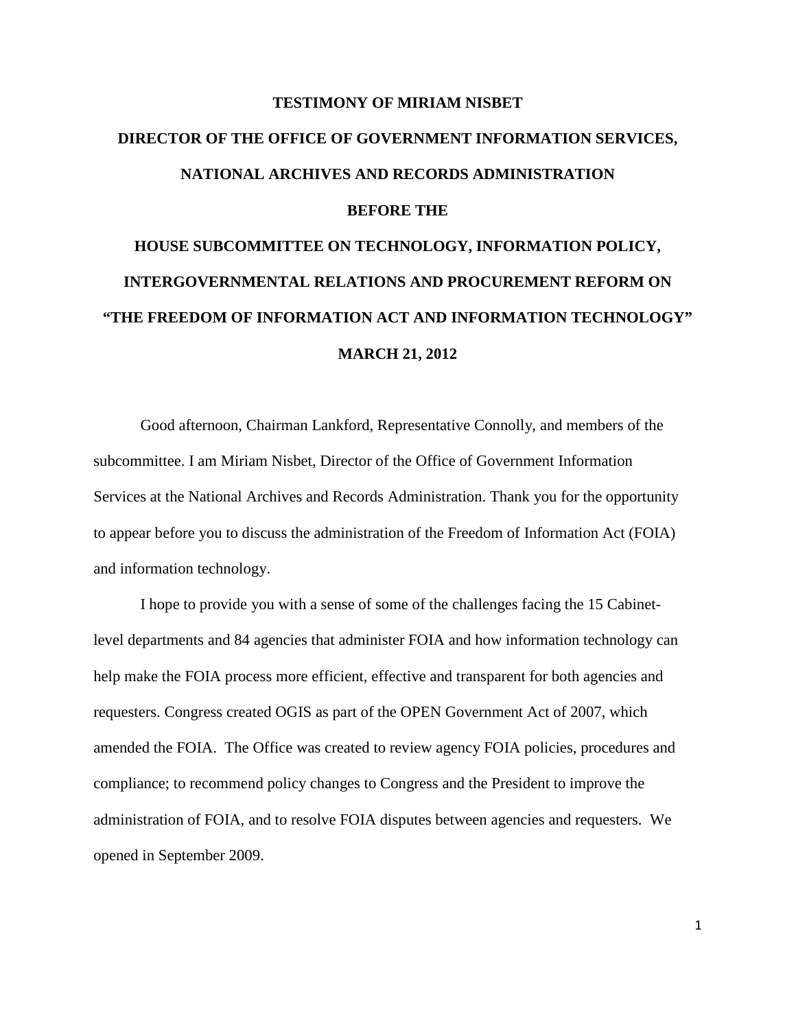# TESTIMONY OF MIRIAM NISBET

# DIRECTOR OF THE OFFICE OF GOVERNMENT INFORMATION SERVICES, NATIONAL ARCHIVES AND RECORDS ADMINISTRATION

# BEFORE THE

# HOUSE SUBCOMMITTEE ON TECHNOLOGY, INFORMATION POLICY, INTERGOVERNMENTAL RELATIONS AND PROCUREMENT REFORM ON "THE FREEDOM OF INFORMATION ACT AND INFORMATION TECHNOLOGY"

# MARCH 21, 2012

Good afternoon, Chairman Lankford, Representative Connolly, and members of the subcommittee. I am Miriam Nisbet, Director of the Office of Government Information Services at the National Archives and Records Administration. Thank you for the opportunity to appear before you to discuss the administration of the Freedom of Information Act (FOIA) and information technology.

I hope to provide you with a sense of some of the challenges facing the 15 Cabinet-level departments and 84 agencies that administer FOIA and how information technology can help make the FOIA process more efficient, effective and transparent for both agencies and requesters. Congress created OGIS as part of the OPEN Government Act of 2007, which amended the FOIA. The Office was created to review agency FOIA policies, procedures and compliance; to recommend policy changes to Congress and the President to improve the administration of FOIA, and to resolve FOIA disputes between agencies and requesters. We opened in September 2009.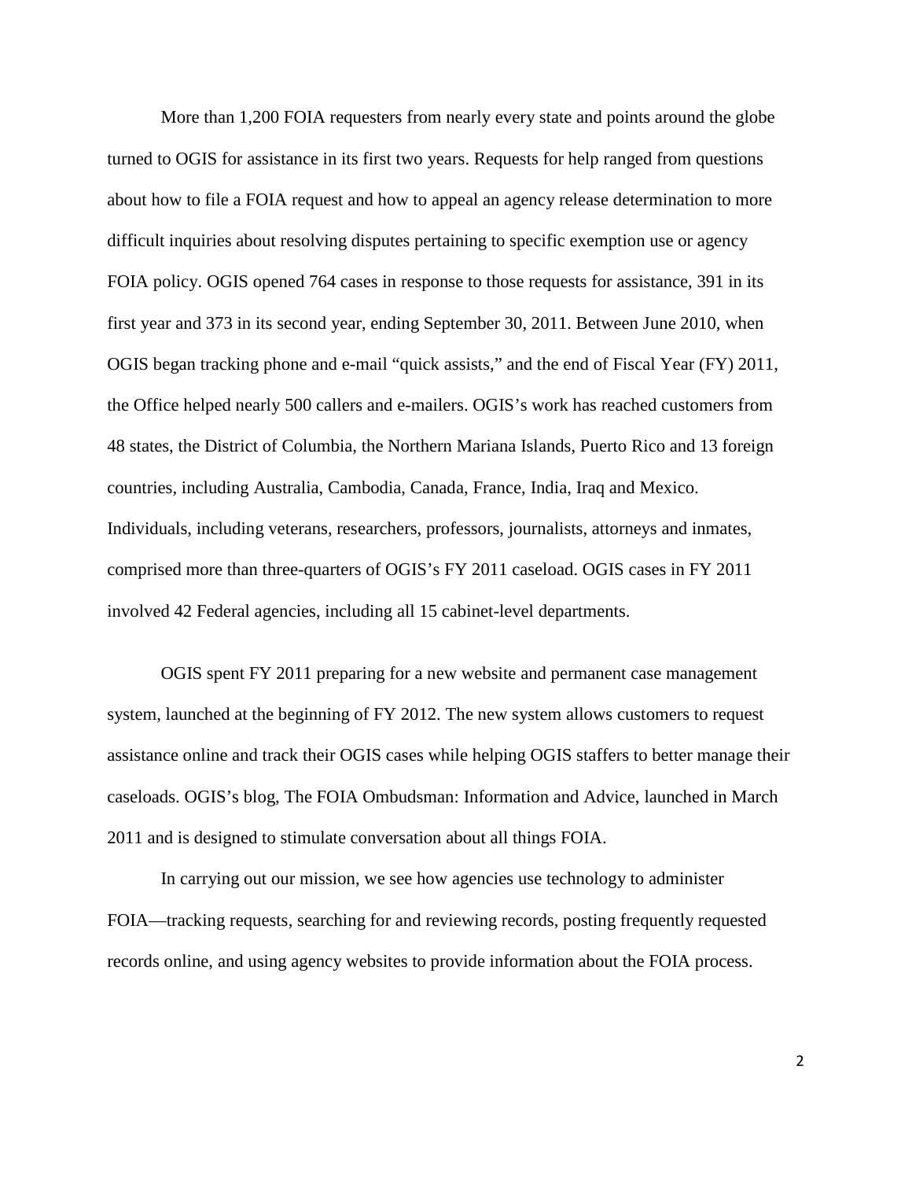More than 1,200 FOIA requesters from nearly every state and points around the globe turned to OGIS for assistance in its first two years. Requests for help ranged from questions about how to file a FOIA request and how to appeal an agency release determination to more difficult inquiries about resolving disputes pertaining to specific exemption use or agency FOIA policy. OGIS opened 764 cases in response to those requests for assistance, 391 in its first year and 373 in its second year, ending September 30, 2011. Between June 2010, when OGIS began tracking phone and e-mail "quick assists," and the end of Fiscal Year (FY) 2011, the Office helped nearly 500 callers and e-mailers. OGIS's work has reached customers from 48 states, the District of Columbia, the Northern Mariana Islands, Puerto Rico and 13 foreign countries, including Australia, Cambodia, Canada, France, India, Iraq and Mexico. Individuals, including veterans, researchers, professors, journalists, attorneys and inmates, comprised more than three-quarters of OGIS's FY 2011 caseload. OGIS cases in FY 2011 involved 42 Federal agencies, including all 15 cabinet-level departments.

OGIS spent FY 2011 preparing for a new website and permanent case management system, launched at the beginning of FY 2012. The new system allows customers to request assistance online and track their OGIS cases while helping OGIS staffers to better manage their caseloads. OGIS's blog, The FOIA Ombudsman: Information and Advice, launched in March 2011 and is designed to stimulate conversation about all things FOIA.

In carrying out our mission, we see how agencies use technology to administer FOIA—tracking requests, searching for and reviewing records, posting frequently requested records online, and using agency websites to provide information about the FOIA process.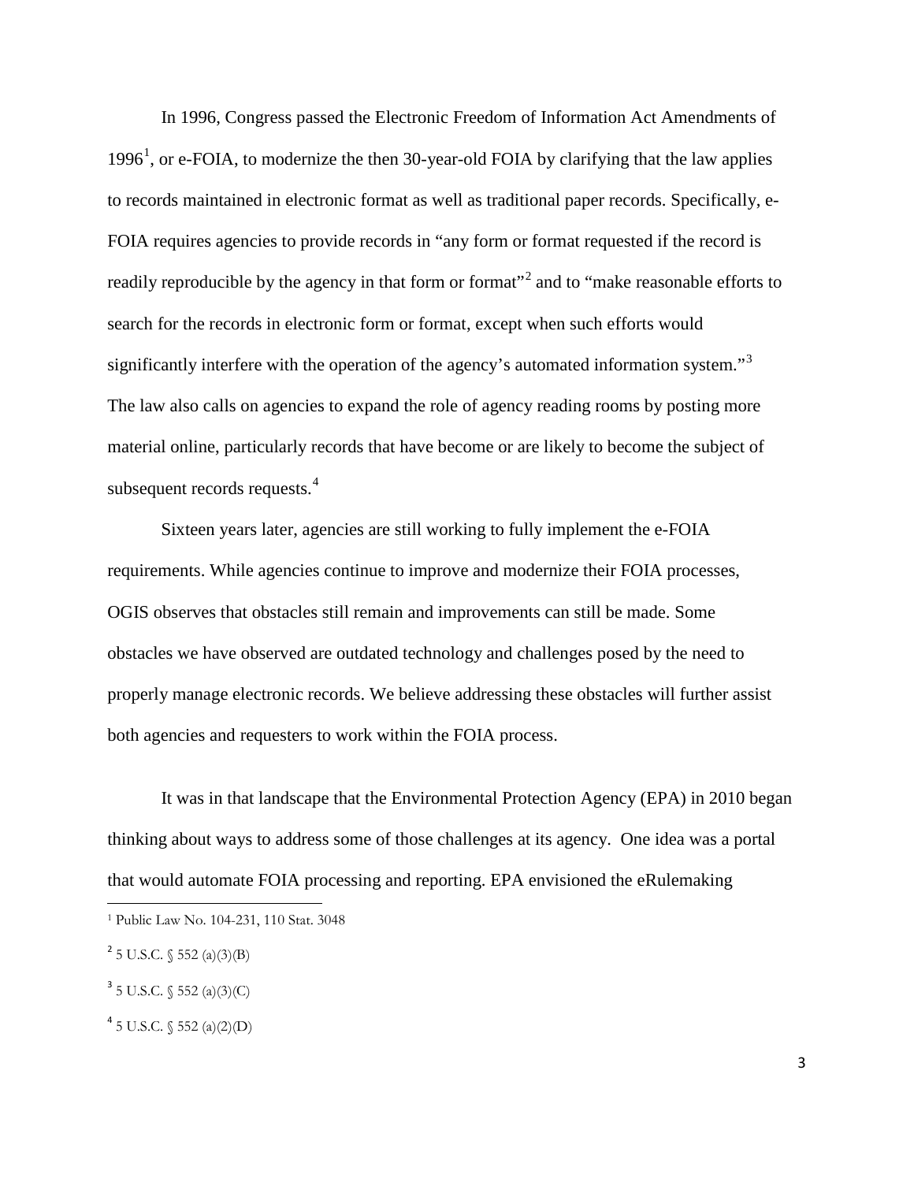In 1996, Congress passed the Electronic Freedom of Information Act Amendments of 1996[1], or e-FOIA, to modernize the then 30-year-old FOIA by clarifying that the law applies to records maintained in electronic format as well as traditional paper records. Specifically, e-FOIA requires agencies to provide records in "any form or format requested if the record is readily reproducible by the agency in that form or format"[2] and to "make reasonable efforts to search for the records in electronic form or format, except when such efforts would significantly interfere with the operation of the agency's automated information system."[3] The law also calls on agencies to expand the role of agency reading rooms by posting more material online, particularly records that have become or are likely to become the subject of subsequent records requests.[4]

Sixteen years later, agencies are still working to fully implement the e-FOIA requirements. While agencies continue to improve and modernize their FOIA processes, OGIS observes that obstacles still remain and improvements can still be made. Some obstacles we have observed are outdated technology and challenges posed by the need to properly manage electronic records. We believe addressing these obstacles will further assist both agencies and requesters to work within the FOIA process.

It was in that landscape that the Environmental Protection Agency (EPA) in 2010 began thinking about ways to address some of those challenges at its agency. One idea was a portal that would automate FOIA processing and reporting. EPA envisioned the eRulemaking

---

[1] Public Law No. 104-231, 110 Stat. 3048

[2] 5 U.S.C. § 552 (a)(3)(B)

[3] 5 U.S.C. § 552 (a)(3)(C)

[4] 5 U.S.C. § 552 (a)(2)(D)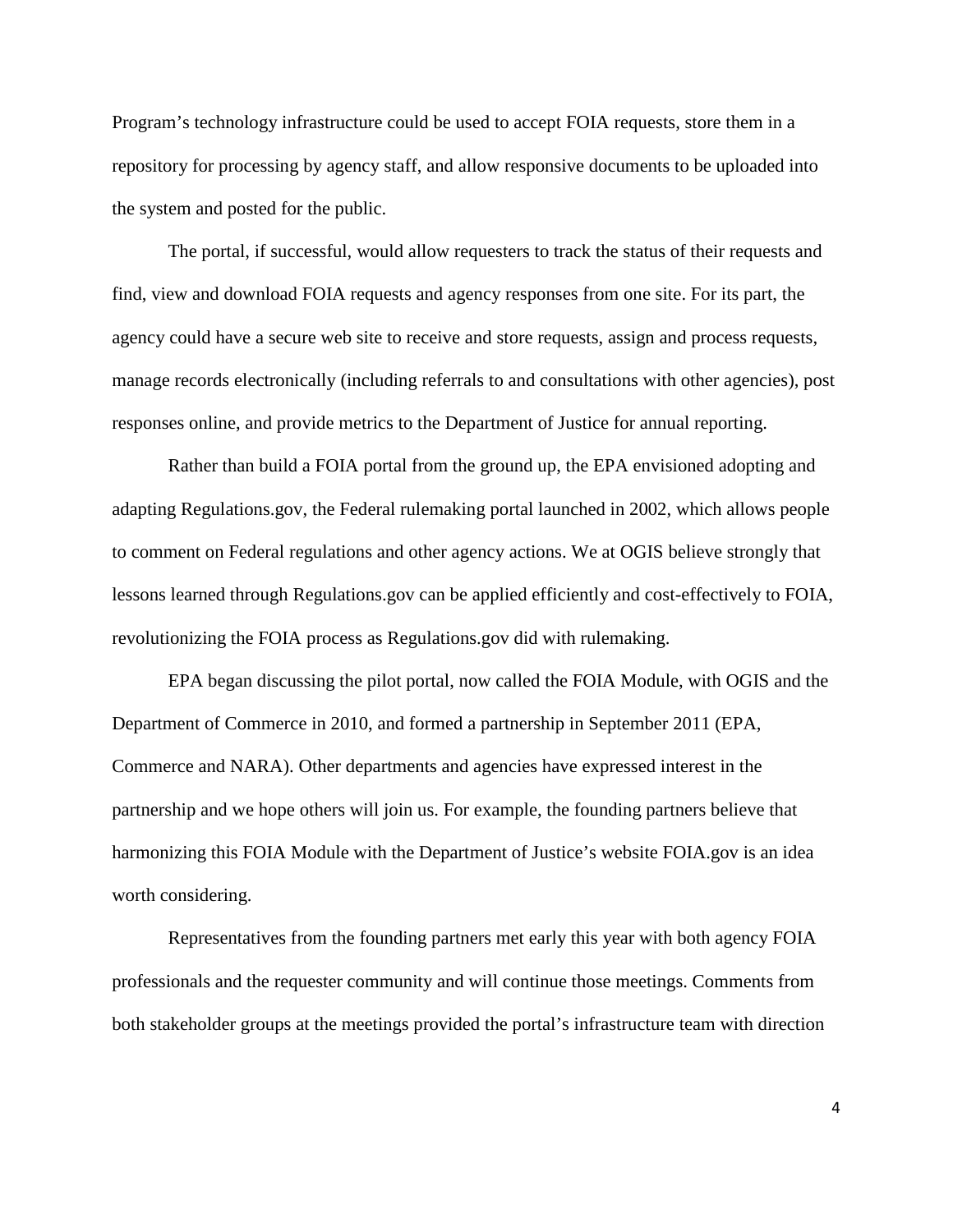Program's technology infrastructure could be used to accept FOIA requests, store them in a repository for processing by agency staff, and allow responsive documents to be uploaded into the system and posted for the public.

The portal, if successful, would allow requesters to track the status of their requests and find, view and download FOIA requests and agency responses from one site. For its part, the agency could have a secure web site to receive and store requests, assign and process requests, manage records electronically (including referrals to and consultations with other agencies), post responses online, and provide metrics to the Department of Justice for annual reporting.

Rather than build a FOIA portal from the ground up, the EPA envisioned adopting and adapting Regulations.gov, the Federal rulemaking portal launched in 2002, which allows people to comment on Federal regulations and other agency actions. We at OGIS believe strongly that lessons learned through Regulations.gov can be applied efficiently and cost-effectively to FOIA, revolutionizing the FOIA process as Regulations.gov did with rulemaking.

EPA began discussing the pilot portal, now called the FOIA Module, with OGIS and the Department of Commerce in 2010, and formed a partnership in September 2011 (EPA, Commerce and NARA). Other departments and agencies have expressed interest in the partnership and we hope others will join us. For example, the founding partners believe that harmonizing this FOIA Module with the Department of Justice's website FOIA.gov is an idea worth considering.

Representatives from the founding partners met early this year with both agency FOIA professionals and the requester community and will continue those meetings. Comments from both stakeholder groups at the meetings provided the portal's infrastructure team with direction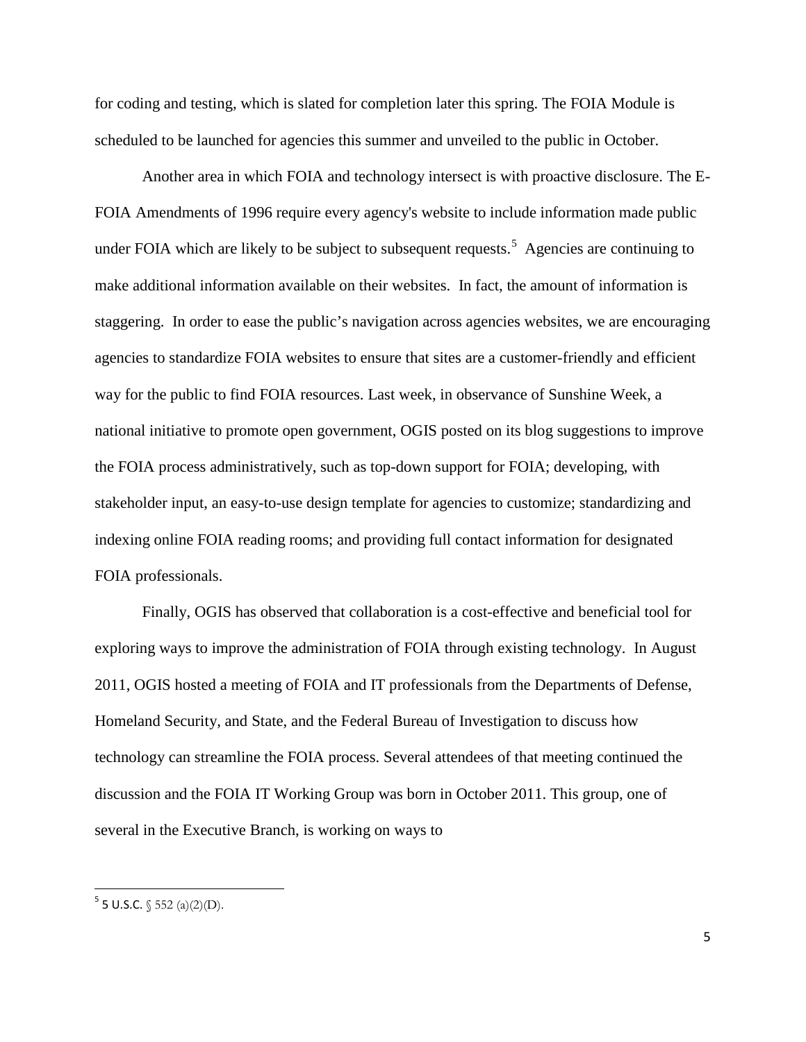for coding and testing, which is slated for completion later this spring. The FOIA Module is scheduled to be launched for agencies this summer and unveiled to the public in October.

Another area in which FOIA and technology intersect is with proactive disclosure. The E-FOIA Amendments of 1996 require every agency's website to include information made public under FOIA which are likely to be subject to subsequent requests.[5] Agencies are continuing to make additional information available on their websites. In fact, the amount of information is staggering. In order to ease the public's navigation across agencies websites, we are encouraging agencies to standardize FOIA websites to ensure that sites are a customer-friendly and efficient way for the public to find FOIA resources. Last week, in observance of Sunshine Week, a national initiative to promote open government, OGIS posted on its blog suggestions to improve the FOIA process administratively, such as top-down support for FOIA; developing, with stakeholder input, an easy-to-use design template for agencies to customize; standardizing and indexing online FOIA reading rooms; and providing full contact information for designated FOIA professionals.

Finally, OGIS has observed that collaboration is a cost-effective and beneficial tool for exploring ways to improve the administration of FOIA through existing technology. In August 2011, OGIS hosted a meeting of FOIA and IT professionals from the Departments of Defense, Homeland Security, and State, and the Federal Bureau of Investigation to discuss how technology can streamline the FOIA process. Several attendees of that meeting continued the discussion and the FOIA IT Working Group was born in October 2011. This group, one of several in the Executive Branch, is working on ways to

---

[5] 5 U.S.C. § 552 (a)(2)(D).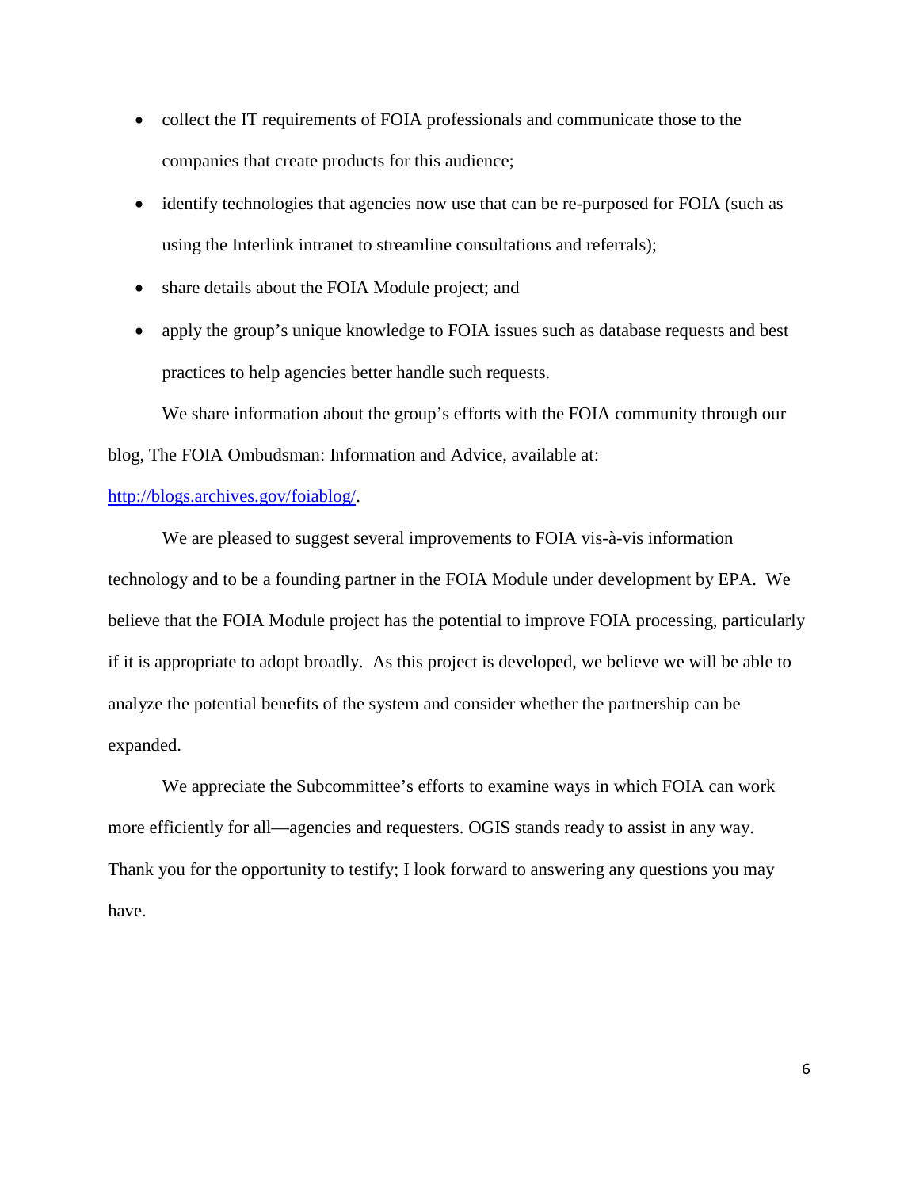- collect the IT requirements of FOIA professionals and communicate those to the companies that create products for this audience;
- identify technologies that agencies now use that can be re-purposed for FOIA (such as using the Interlink intranet to streamline consultations and referrals);
- share details about the FOIA Module project; and
- apply the group's unique knowledge to FOIA issues such as database requests and best practices to help agencies better handle such requests.

We share information about the group's efforts with the FOIA community through our blog, The FOIA Ombudsman: Information and Advice, available at: [http://blogs.archives.gov/foiablog/](http://blogs.archives.gov/foiablog/).

We are pleased to suggest several improvements to FOIA vis-à-vis information technology and to be a founding partner in the FOIA Module under development by EPA. We believe that the FOIA Module project has the potential to improve FOIA processing, particularly if it is appropriate to adopt broadly. As this project is developed, we believe we will be able to analyze the potential benefits of the system and consider whether the partnership can be expanded.

We appreciate the Subcommittee's efforts to examine ways in which FOIA can work more efficiently for all—agencies and requesters. OGIS stands ready to assist in any way. Thank you for the opportunity to testify; I look forward to answering any questions you may have.